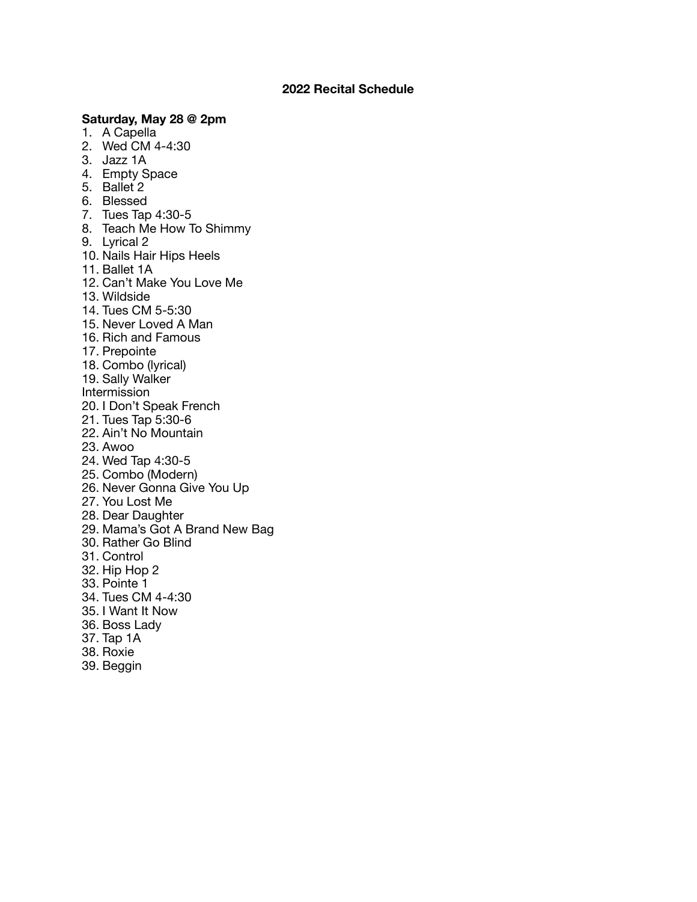# 2022 Recital Schedule

**Saturday, May 28 @ 2pm**

1. A Capella
2. Wed CM 4-4:30
3. Jazz 1A
4. Empty Space
5. Ballet 2
6. Blessed
7. Tues Tap 4:30-5
8. Teach Me How To Shimmy
9. Lyrical 2
10. Nails Hair Hips Heels
11. Ballet 1A
12. Can't Make You Love Me
13. Wildside
14. Tues CM 5-5:30
15. Never Loved A Man
16. Rich and Famous
17. Prepointe
18. Combo (lyrical)
19. Sally Walker

Intermission

20. I Don't Speak French
21. Tues Tap 5:30-6
22. Ain't No Mountain
23. Awoo
24. Wed Tap 4:30-5
25. Combo (Modern)
26. Never Gonna Give You Up
27. You Lost Me
28. Dear Daughter
29. Mama's Got A Brand New Bag
30. Rather Go Blind
31. Control
32. Hip Hop 2
33. Pointe 1
34. Tues CM 4-4:30
35. I Want It Now
36. Boss Lady
37. Tap 1A
38. Roxie
39. Beggin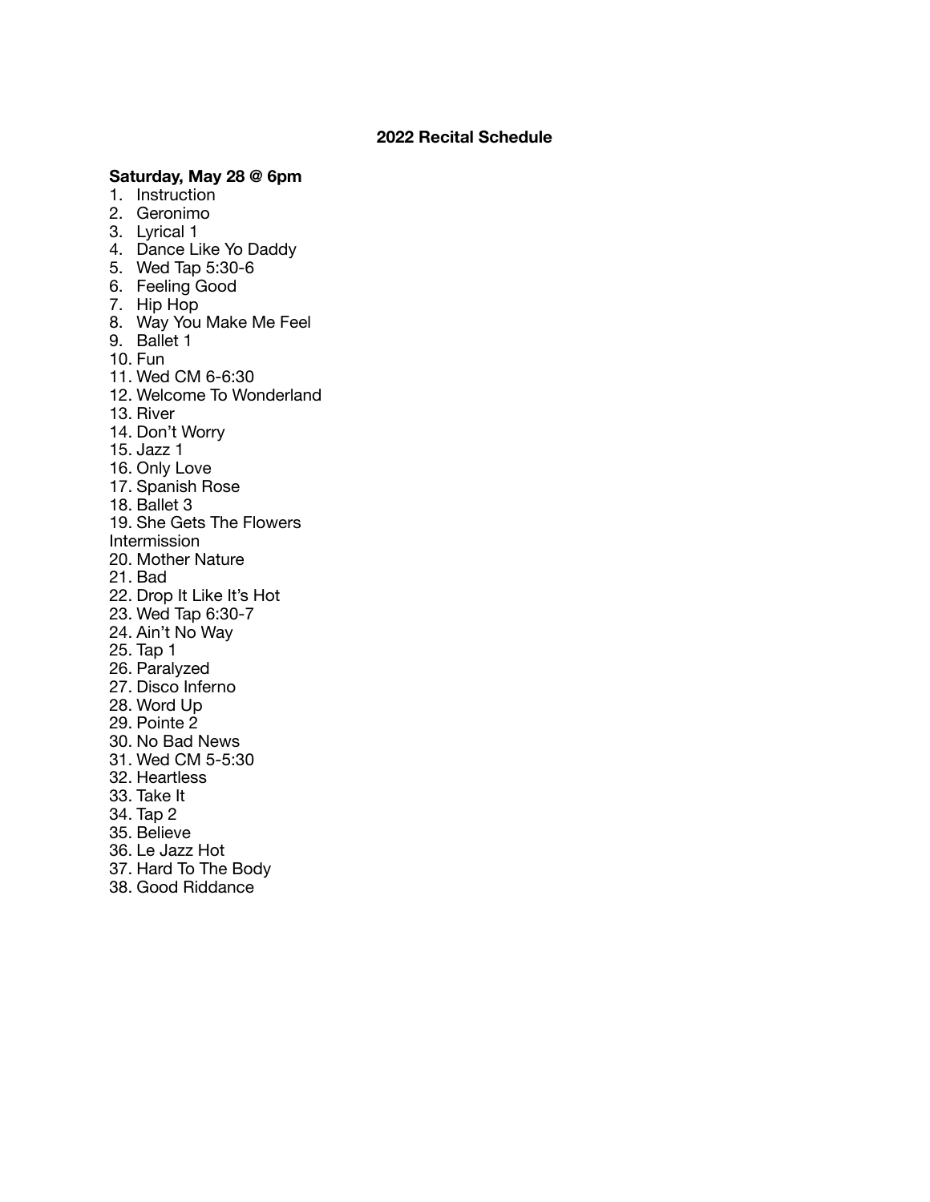## 2022 Recital Schedule

**Saturday, May 28 @ 6pm**

1. Instruction
2. Geronimo
3. Lyrical 1
4. Dance Like Yo Daddy
5. Wed Tap 5:30-6
6. Feeling Good
7. Hip Hop
8. Way You Make Me Feel
9. Ballet 1
10. Fun
11. Wed CM 6-6:30
12. Welcome To Wonderland
13. River
14. Don't Worry
15. Jazz 1
16. Only Love
17. Spanish Rose
18. Ballet 3
19. She Gets The Flowers

Intermission

20. Mother Nature
21. Bad
22. Drop It Like It's Hot
23. Wed Tap 6:30-7
24. Ain't No Way
25. Tap 1
26. Paralyzed
27. Disco Inferno
28. Word Up
29. Pointe 2
30. No Bad News
31. Wed CM 5-5:30
32. Heartless
33. Take It
34. Tap 2
35. Believe
36. Le Jazz Hot
37. Hard To The Body
38. Good Riddance